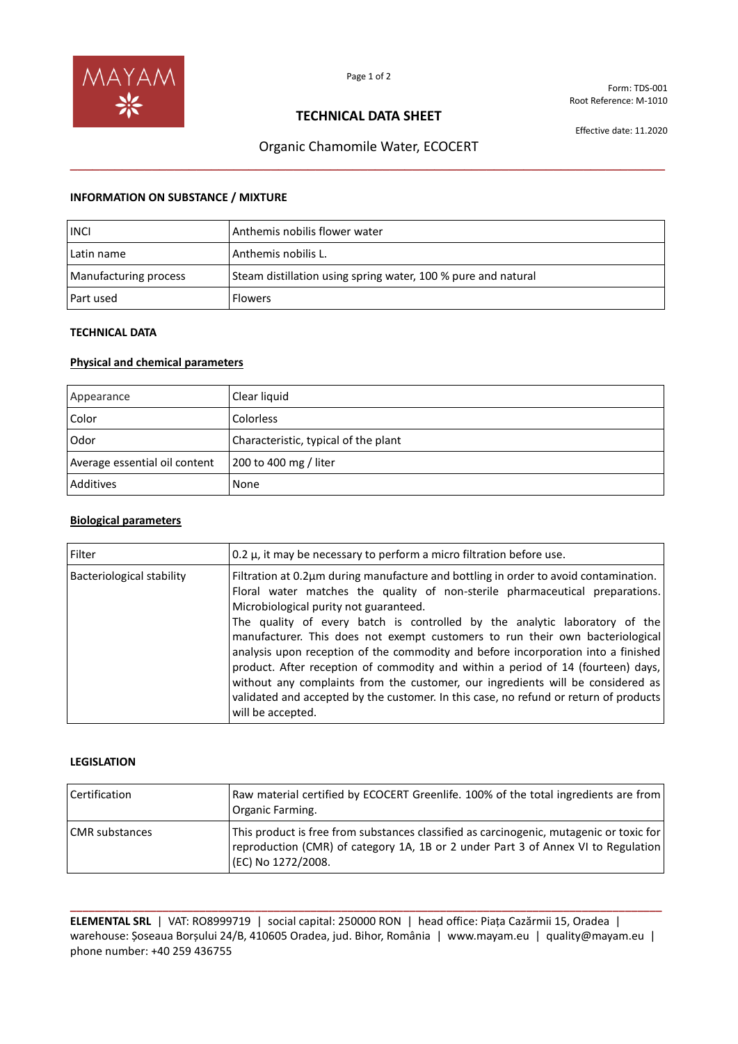Form: TDS-001
Root Reference: M-1010

Effective date: 11.2020

# TECHNICAL DATA SHEET

## Organic Chamomile Water, ECOCERT

### INFORMATION ON SUBSTANCE / MIXTURE

| | |
|---|---|
| INCI | Anthemis nobilis flower water |
| Latin name | Anthemis nobilis L. |
| Manufacturing process | Steam distillation using spring water, 100 % pure and natural |
| Part used | Flowers |

### TECHNICAL DATA

**Physical and chemical parameters**

| | |
|---|---|
| Appearance | Clear liquid |
| Color | Colorless |
| Odor | Characteristic, typical of the plant |
| Average essential oil content | 200 to 400 mg / liter |
| Additives | None |

**Biological parameters**

| | |
|---|---|
| Filter | 0.2 µ, it may be necessary to perform a micro filtration before use. |
| Bacteriological stability | Filtration at 0.2µm during manufacture and bottling in order to avoid contamination. Floral water matches the quality of non-sterile pharmaceutical preparations. Microbiological purity not guaranteed.<br>The quality of every batch is controlled by the analytic laboratory of the manufacturer. This does not exempt customers to run their own bacteriological analysis upon reception of the commodity and before incorporation into a finished product. After reception of commodity and within a period of 14 (fourteen) days, without any complaints from the customer, our ingredients will be considered as validated and accepted by the customer. In this case, no refund or return of products will be accepted. |

### LEGISLATION

| | |
|---|---|
| Certification | Raw material certified by ECOCERT Greenlife. 100% of the total ingredients are from Organic Farming. |
| CMR substances | This product is free from substances classified as carcinogenic, mutagenic or toxic for reproduction (CMR) of category 1A, 1B or 2 under Part 3 of Annex VI to Regulation (EC) No 1272/2008. |

**ELEMENTAL SRL** | VAT: RO8999719 | social capital: 250000 RON | head office: Piața Cazărmii 15, Oradea | warehouse: Șoseaua Borșului 24/B, 410605 Oradea, jud. Bihor, România | www.mayam.eu | quality@mayam.eu | phone number: +40 259 436755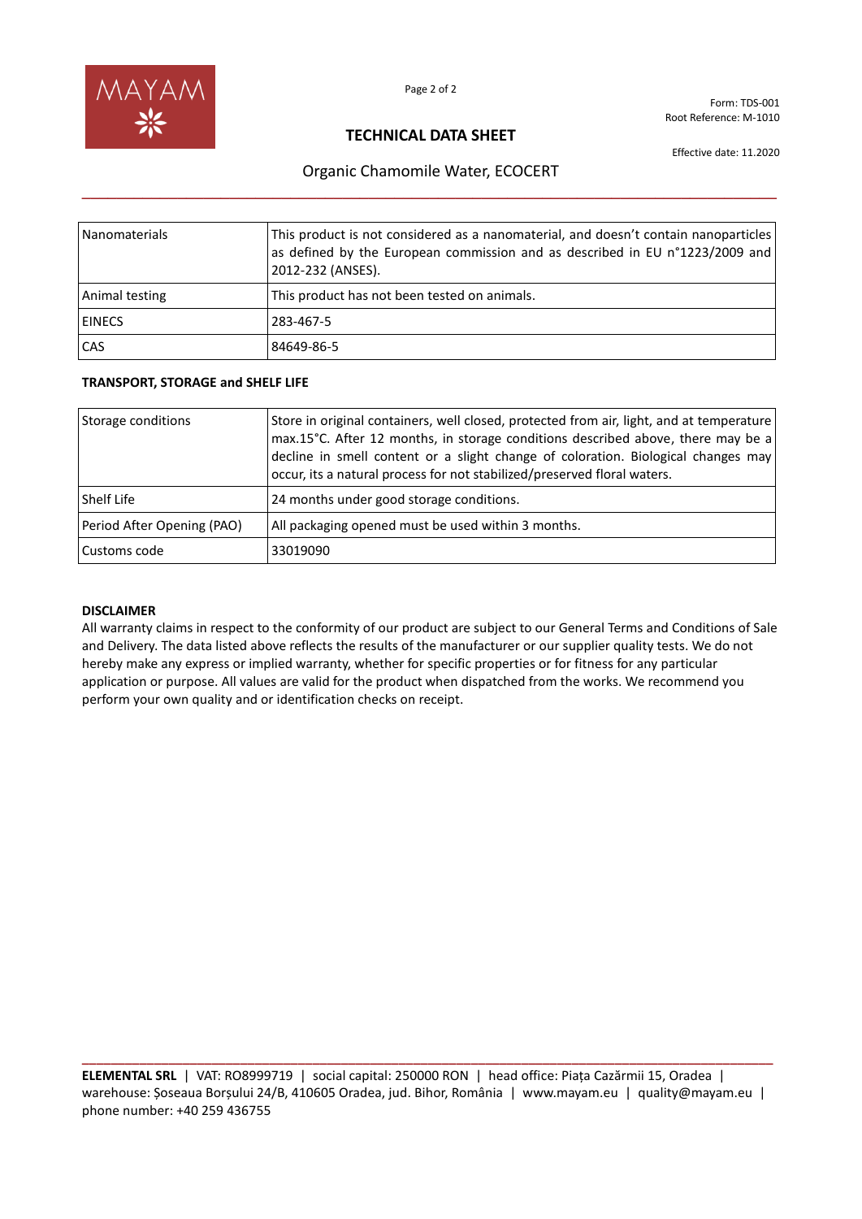| | |
|---|---|
| Nanomaterials | This product is not considered as a nanomaterial, and doesn't contain nanoparticles as defined by the European commission and as described in EU n°1223/2009 and 2012-232 (ANSES). |
| Animal testing | This product has not been tested on animals. |
| EINECS | 283-467-5 |
| CAS | 84649-86-5 |

**TRANSPORT, STORAGE and SHELF LIFE**

| | |
|---|---|
| Storage conditions | Store in original containers, well closed, protected from air, light, and at temperature max.15°C. After 12 months, in storage conditions described above, there may be a decline in smell content or a slight change of coloration. Biological changes may occur, its a natural process for not stabilized/preserved floral waters. |
| Shelf Life | 24 months under good storage conditions. |
| Period After Opening (PAO) | All packaging opened must be used within 3 months. |
| Customs code | 33019090 |

**DISCLAIMER**

All warranty claims in respect to the conformity of our product are subject to our General Terms and Conditions of Sale and Delivery. The data listed above reflects the results of the manufacturer or our supplier quality tests. We do not hereby make any express or implied warranty, whether for specific properties or for fitness for any particular application or purpose. All values are valid for the product when dispatched from the works. We recommend you perform your own quality and or identification checks on receipt.